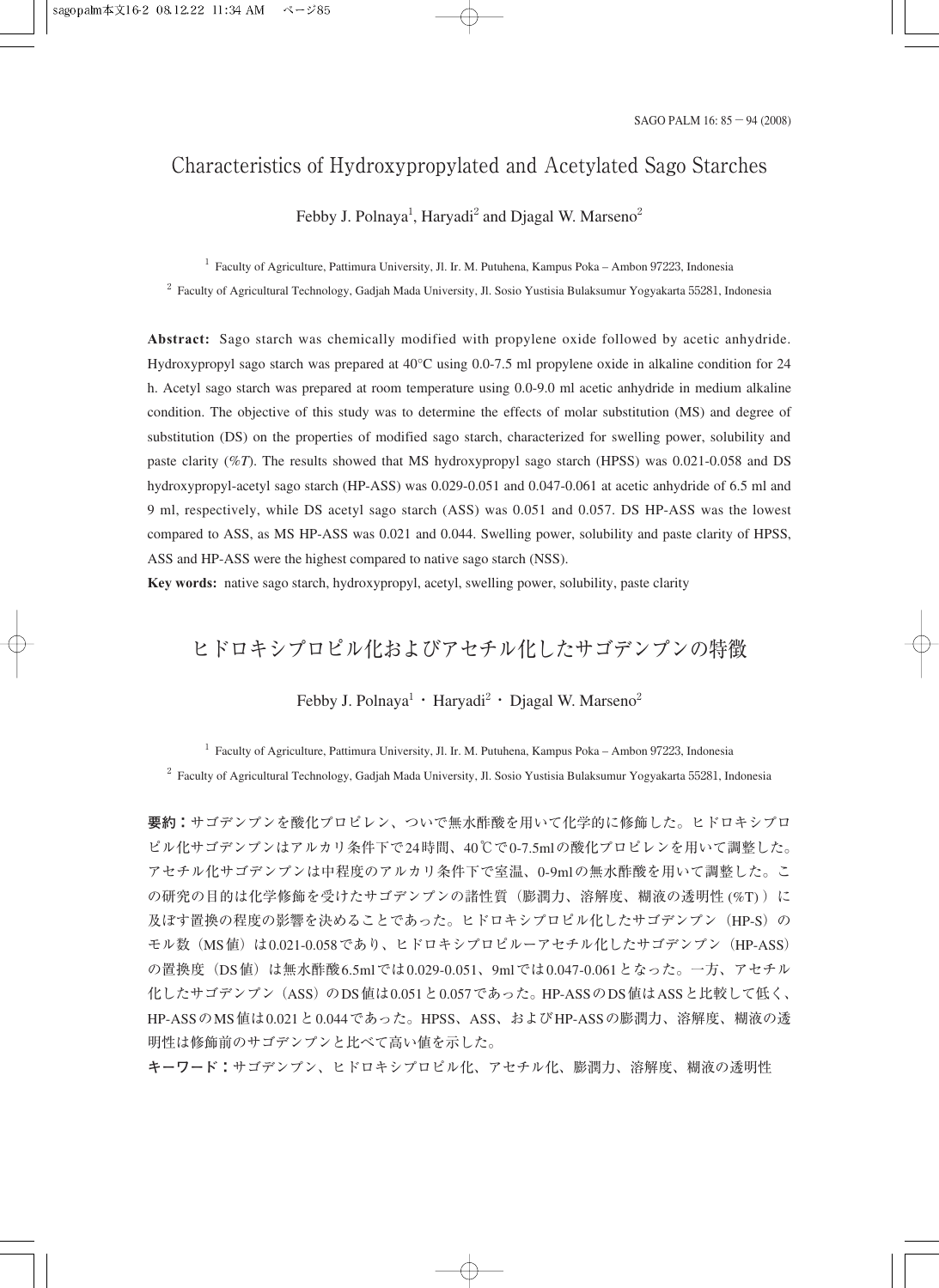# Characteristics of Hydroxypropylated and Acetylated Sago Starches

Febby J. Polnaya[1], Haryadi[2] and Djagal W. Marseno[2]

[1] Faculty of Agriculture, Pattimura University, Jl. Ir. M. Putuhena, Kampus Poka – Ambon 97223, Indonesia

[2] Faculty of Agricultural Technology, Gadjah Mada University, Jl. Sosio Yustisia Bulaksumur Yogyakarta 55281, Indonesia

**Abstract:** Sago starch was chemically modified with propylene oxide followed by acetic anhydride. Hydroxypropyl sago starch was prepared at 40°C using 0.0-7.5 ml propylene oxide in alkaline condition for 24 h. Acetyl sago starch was prepared at room temperature using 0.0-9.0 ml acetic anhydride in medium alkaline condition. The objective of this study was to determine the effects of molar substitution (MS) and degree of substitution (DS) on the properties of modified sago starch, characterized for swelling power, solubility and paste clarity (%*T*). The results showed that MS hydroxypropyl sago starch (HPSS) was 0.021-0.058 and DS hydroxypropyl-acetyl sago starch (HP-ASS) was 0.029-0.051 and 0.047-0.061 at acetic anhydride of 6.5 ml and 9 ml, respectively, while DS acetyl sago starch (ASS) was 0.051 and 0.057. DS HP-ASS was the lowest compared to ASS, as MS HP-ASS was 0.021 and 0.044. Swelling power, solubility and paste clarity of HPSS, ASS and HP-ASS were the highest compared to native sago starch (NSS).

**Key words:** native sago starch, hydroxypropyl, acetyl, swelling power, solubility, paste clarity

# ヒドロキシプロピル化およびアセチル化したサゴデンプンの特徴

Febby J. Polnaya[1]・Haryadi[2]・Djagal W. Marseno[2]

[1] Faculty of Agriculture, Pattimura University, Jl. Ir. M. Putuhena, Kampus Poka – Ambon 97223, Indonesia

[2] Faculty of Agricultural Technology, Gadjah Mada University, Jl. Sosio Yustisia Bulaksumur Yogyakarta 55281, Indonesia

**要約：**サゴデンプンを酸化プロピレン、ついで無水酢酸を用いて化学的に修飾した。ヒドロキシプロピル化サゴデンプンはアルカリ条件下で24時間、40℃で0-7.5mlの酸化プロピレンを用いて調整した。アセチル化サゴデンプンは中程度のアルカリ条件下で室温、0-9mlの無水酢酸を用いて調整した。この研究の目的は化学修飾を受けたサゴデンプンの諸性質（膨潤力、溶解度、糊液の透明性 (%T)）に及ぼす置換の程度の影響を決めることであった。ヒドロキシプロピル化したサゴデンプン（HP-S）のモル数（MS値）は0.021-0.058であり、ヒドロキシプロピルーアセチル化したサゴデンプン（HP-ASS）の置換度（DS値）は無水酢酸6.5mlでは0.029-0.051、9mlでは0.047-0.061となった。一方、アセチル化したサゴデンプン（ASS）のDS値は0.051と0.057であった。HP-ASSのDS値はASSと比較して低く、HP-ASSのMS値は0.021と0.044であった。HPSS、ASS、およびHP-ASSの膨潤力、溶解度、糊液の透明性は修飾前のサゴデンプンと比べて高い値を示した。

**キーワード：**サゴデンプン、ヒドロキシプロピル化、アセチル化、膨潤力、溶解度、糊液の透明性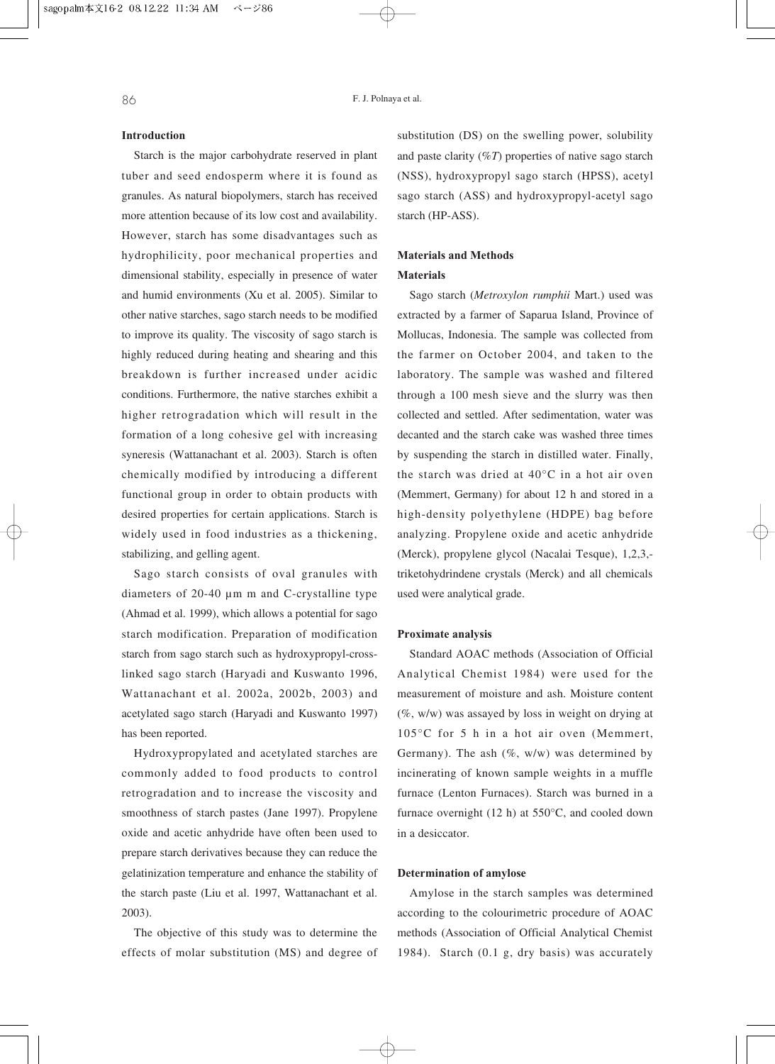## Introduction

Starch is the major carbohydrate reserved in plant tuber and seed endosperm where it is found as granules. As natural biopolymers, starch has received more attention because of its low cost and availability. However, starch has some disadvantages such as hydrophilicity, poor mechanical properties and dimensional stability, especially in presence of water and humid environments (Xu et al. 2005). Similar to other native starches, sago starch needs to be modified to improve its quality. The viscosity of sago starch is highly reduced during heating and shearing and this breakdown is further increased under acidic conditions. Furthermore, the native starches exhibit a higher retrogradation which will result in the formation of a long cohesive gel with increasing syneresis (Wattanachant et al. 2003). Starch is often chemically modified by introducing a different functional group in order to obtain products with desired properties for certain applications. Starch is widely used in food industries as a thickening, stabilizing, and gelling agent.

Sago starch consists of oval granules with diameters of 20-40 μm m and C-crystalline type (Ahmad et al. 1999), which allows a potential for sago starch modification. Preparation of modification starch from sago starch such as hydroxypropyl-cross-linked sago starch (Haryadi and Kuswanto 1996, Wattanachant et al. 2002a, 2002b, 2003) and acetylated sago starch (Haryadi and Kuswanto 1997) has been reported.

Hydroxypropylated and acetylated starches are commonly added to food products to control retrogradation and to increase the viscosity and smoothness of starch pastes (Jane 1997). Propylene oxide and acetic anhydride have often been used to prepare starch derivatives because they can reduce the gelatinization temperature and enhance the stability of the starch paste (Liu et al. 1997, Wattanachant et al. 2003).

The objective of this study was to determine the effects of molar substitution (MS) and degree of substitution (DS) on the swelling power, solubility and paste clarity (%*T*) properties of native sago starch (NSS), hydroxypropyl sago starch (HPSS), acetyl sago starch (ASS) and hydroxypropyl-acetyl sago starch (HP-ASS).

## Materials and Methods

### Materials

Sago starch (*Metroxylon rumphii* Mart.) used was extracted by a farmer of Saparua Island, Province of Mollucas, Indonesia. The sample was collected from the farmer on October 2004, and taken to the laboratory. The sample was washed and filtered through a 100 mesh sieve and the slurry was then collected and settled. After sedimentation, water was decanted and the starch cake was washed three times by suspending the starch in distilled water. Finally, the starch was dried at 40°C in a hot air oven (Memmert, Germany) for about 12 h and stored in a high-density polyethylene (HDPE) bag before analyzing. Propylene oxide and acetic anhydride (Merck), propylene glycol (Nacalai Tesque), 1,2,3,-triketohydrindene crystals (Merck) and all chemicals used were analytical grade.

### Proximate analysis

Standard AOAC methods (Association of Official Analytical Chemist 1984) were used for the measurement of moisture and ash. Moisture content (%, w/w) was assayed by loss in weight on drying at 105°C for 5 h in a hot air oven (Memmert, Germany). The ash (%, w/w) was determined by incinerating of known sample weights in a muffle furnace (Lenton Furnaces). Starch was burned in a furnace overnight (12 h) at 550°C, and cooled down in a desiccator.

### Determination of amylose

Amylose in the starch samples was determined according to the colourimetric procedure of AOAC methods (Association of Official Analytical Chemist 1984). Starch (0.1 g, dry basis) was accurately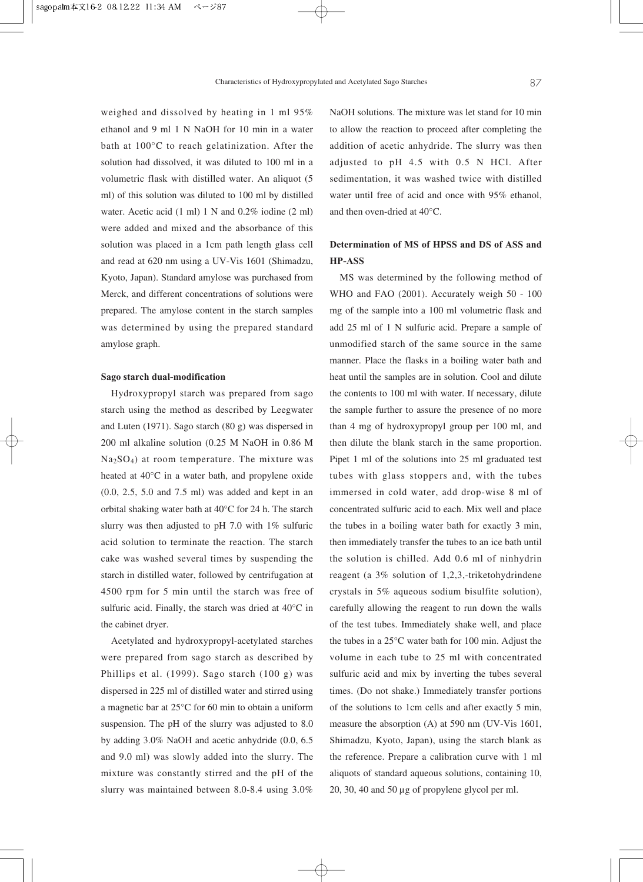weighed and dissolved by heating in 1 ml 95% ethanol and 9 ml 1 N NaOH for 10 min in a water bath at 100°C to reach gelatinization. After the solution had dissolved, it was diluted to 100 ml in a volumetric flask with distilled water. An aliquot (5 ml) of this solution was diluted to 100 ml by distilled water. Acetic acid (1 ml) 1 N and 0.2% iodine (2 ml) were added and mixed and the absorbance of this solution was placed in a 1cm path length glass cell and read at 620 nm using a UV-Vis 1601 (Shimadzu, Kyoto, Japan). Standard amylose was purchased from Merck, and different concentrations of solutions were prepared. The amylose content in the starch samples was determined by using the prepared standard amylose graph.

#### Sago starch dual-modification

Hydroxypropyl starch was prepared from sago starch using the method as described by Leegwater and Luten (1971). Sago starch (80 g) was dispersed in 200 ml alkaline solution (0.25 M NaOH in 0.86 M $Na_2SO_4$) at room temperature. The mixture was heated at 40°C in a water bath, and propylene oxide (0.0, 2.5, 5.0 and 7.5 ml) was added and kept in an orbital shaking water bath at 40°C for 24 h. The starch slurry was then adjusted to pH 7.0 with 1% sulfuric acid solution to terminate the reaction. The starch cake was washed several times by suspending the starch in distilled water, followed by centrifugation at 4500 rpm for 5 min until the starch was free of sulfuric acid. Finally, the starch was dried at 40°C in the cabinet dryer.

Acetylated and hydroxypropyl-acetylated starches were prepared from sago starch as described by Phillips et al. (1999). Sago starch (100 g) was dispersed in 225 ml of distilled water and stirred using a magnetic bar at 25°C for 60 min to obtain a uniform suspension. The pH of the slurry was adjusted to 8.0 by adding 3.0% NaOH and acetic anhydride (0.0, 6.5 and 9.0 ml) was slowly added into the slurry. The mixture was constantly stirred and the pH of the slurry was maintained between 8.0-8.4 using 3.0% NaOH solutions. The mixture was let stand for 10 min to allow the reaction to proceed after completing the addition of acetic anhydride. The slurry was then adjusted to pH 4.5 with 0.5 N HCl. After sedimentation, it was washed twice with distilled water until free of acid and once with 95% ethanol, and then oven-dried at 40°C.

#### Determination of MS of HPSS and DS of ASS and HP-ASS

MS was determined by the following method of WHO and FAO (2001). Accurately weigh 50 - 100 mg of the sample into a 100 ml volumetric flask and add 25 ml of 1 N sulfuric acid. Prepare a sample of unmodified starch of the same source in the same manner. Place the flasks in a boiling water bath and heat until the samples are in solution. Cool and dilute the contents to 100 ml with water. If necessary, dilute the sample further to assure the presence of no more than 4 mg of hydroxypropyl group per 100 ml, and then dilute the blank starch in the same proportion. Pipet 1 ml of the solutions into 25 ml graduated test tubes with glass stoppers and, with the tubes immersed in cold water, add drop-wise 8 ml of concentrated sulfuric acid to each. Mix well and place the tubes in a boiling water bath for exactly 3 min, then immediately transfer the tubes to an ice bath until the solution is chilled. Add 0.6 ml of ninhydrin reagent (a 3% solution of 1,2,3,-triketohydrindene crystals in 5% aqueous sodium bisulfite solution), carefully allowing the reagent to run down the walls of the test tubes. Immediately shake well, and place the tubes in a 25°C water bath for 100 min. Adjust the volume in each tube to 25 ml with concentrated sulfuric acid and mix by inverting the tubes several times. (Do not shake.) Immediately transfer portions of the solutions to 1cm cells and after exactly 5 min, measure the absorption (A) at 590 nm (UV-Vis 1601, Shimadzu, Kyoto, Japan), using the starch blank as the reference. Prepare a calibration curve with 1 ml aliquots of standard aqueous solutions, containing 10, 20, 30, 40 and 50 μg of propylene glycol per ml.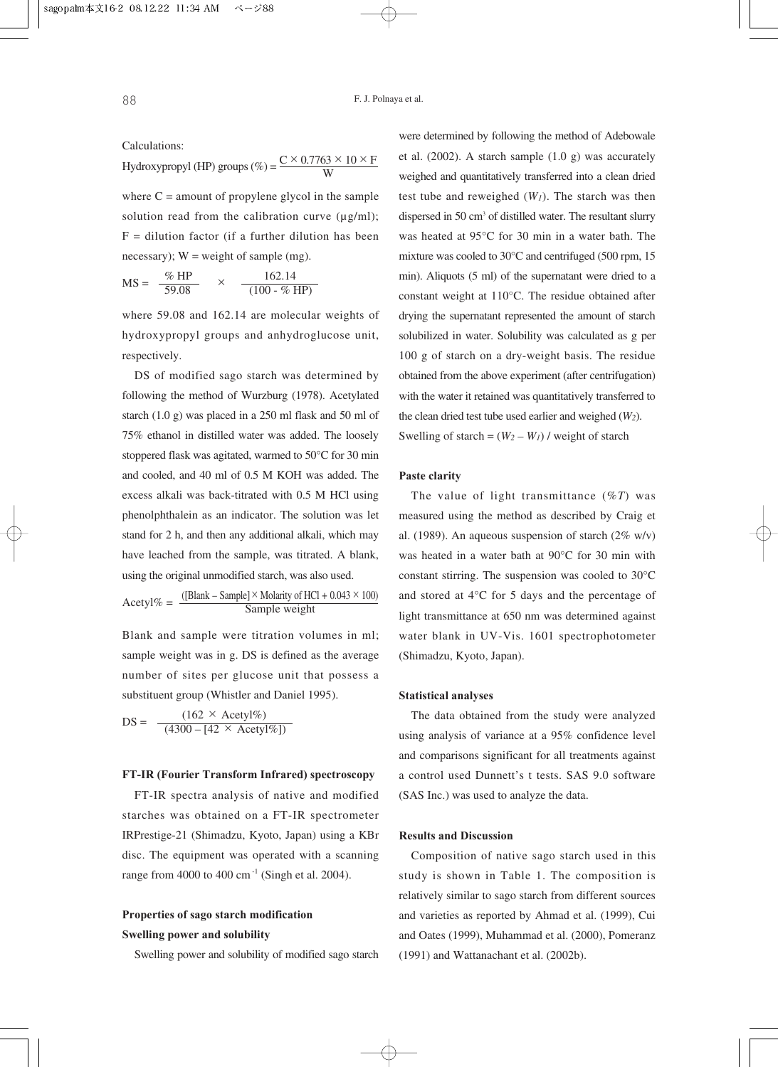Calculations:

$$\text{Hydroxypropyl (HP) groups (\%)} = \frac{C \times 0.7763 \times 10 \times F}{W}$$

where C = amount of propylene glycol in the sample solution read from the calibration curve (µg/ml); F = dilution factor (if a further dilution has been necessary); W = weight of sample (mg).

$$MS = \frac{\% HP}{59.08} \times \frac{162.14}{(100 - \% HP)}$$

where 59.08 and 162.14 are molecular weights of hydroxypropyl groups and anhydroglucose unit, respectively.

DS of modified sago starch was determined by following the method of Wurzburg (1978). Acetylated starch (1.0 g) was placed in a 250 ml flask and 50 ml of 75% ethanol in distilled water was added. The loosely stoppered flask was agitated, warmed to 50°C for 30 min and cooled, and 40 ml of 0.5 M KOH was added. The excess alkali was back-titrated with 0.5 M HCl using phenolphthalein as an indicator. The solution was let stand for 2 h, and then any additional alkali, which may have leached from the sample, was titrated. A blank, using the original unmodified starch, was also used.

$$\text{Acetyl\%} = \frac{([\text{Blank} - \text{Sample}] \times \text{Molarity of HCl} + 0.043 \times 100)}{\text{Sample weight}}$$

Blank and sample were titration volumes in ml; sample weight was in g. DS is defined as the average number of sites per glucose unit that possess a substituent group (Whistler and Daniel 1995).

$$DS = \frac{(162 \times \text{Acetyl\%})}{(4300 - [42 \times \text{Acetyl\%}])}$$

### FT-IR (Fourier Transform Infrared) spectroscopy

FT-IR spectra analysis of native and modified starches was obtained on a FT-IR spectrometer IRPrestige-21 (Shimadzu, Kyoto, Japan) using a KBr disc. The equipment was operated with a scanning range from 4000 to 400 $cm^{-1}$ (Singh et al. 2004).

### Properties of sago starch modification

#### Swelling power and solubility

Swelling power and solubility of modified sago starch were determined by following the method of Adebowale et al. (2002). A starch sample (1.0 g) was accurately weighed and quantitatively transferred into a clean dried test tube and reweighed ($W_1$). The starch was then dispersed in 50 $cm^3$ of distilled water. The resultant slurry was heated at 95°C for 30 min in a water bath. The mixture was cooled to 30°C and centrifuged (500 rpm, 15 min). Aliquots (5 ml) of the supernatant were dried to a constant weight at 110°C. The residue obtained after drying the supernatant represented the amount of starch solubilized in water. Solubility was calculated as g per 100 g of starch on a dry-weight basis. The residue obtained from the above experiment (after centrifugation) with the water it retained was quantitatively transferred to the clean dried test tube used earlier and weighed ($W_2$).

Swelling of starch = $(W_2 - W_1)$ / weight of starch

### Paste clarity

The value of light transmittance ($\%T$) was measured using the method as described by Craig et al. (1989). An aqueous suspension of starch (2% w/v) was heated in a water bath at 90°C for 30 min with constant stirring. The suspension was cooled to 30°C and stored at 4°C for 5 days and the percentage of light transmittance at 650 nm was determined against water blank in UV-Vis. 1601 spectrophotometer (Shimadzu, Kyoto, Japan).

### Statistical analyses

The data obtained from the study were analyzed using analysis of variance at a 95% confidence level and comparisons significant for all treatments against a control used Dunnett's t tests. SAS 9.0 software (SAS Inc.) was used to analyze the data.

## Results and Discussion

Composition of native sago starch used in this study is shown in Table 1. The composition is relatively similar to sago starch from different sources and varieties as reported by Ahmad et al. (1999), Cui and Oates (1999), Muhammad et al. (2000), Pomeranz (1991) and Wattanachant et al. (2002b).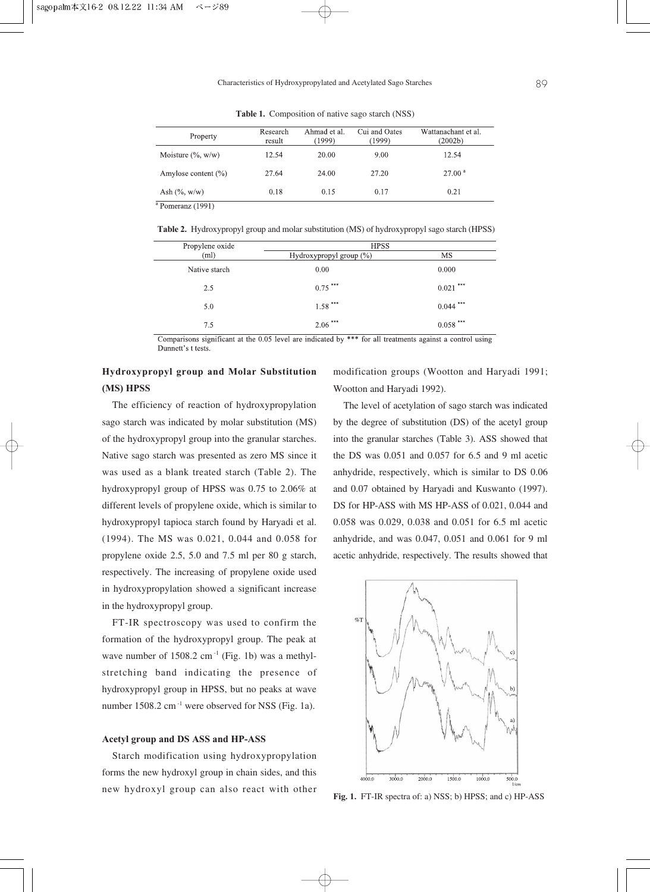**Table 1.** Composition of native sago starch (NSS)

| Property | Research result | Ahmad et al. (1999) | Cui and Oates (1999) | Wattanachant et al. (2002b) |
|---|---|---|---|---|
| Moisture (%, w/w) | 12.54 | 20.00 | 9.00 | 12.54 |
| Amylose content (%) | 27.64 | 24.00 | 27.20 | 27.00 [a] |
| Ash (%, w/w) | 0.18 | 0.15 | 0.17 | 0.21 |

[a] Pomeranz (1991)

**Table 2.** Hydroxypropyl group and molar substitution (MS) of hydroxypropyl sago starch (HPSS)

| Propylene oxide (ml) | HPSS | |
|---|---|---|
| | Hydroxypropyl group (%) | MS |
| Native starch | 0.00 | 0.000 |
| 2.5 | 0.75 *** | 0.021 *** |
| 5.0 | 1.58 *** | 0.044 *** |
| 7.5 | 2.06 *** | 0.058 *** |

Comparisons significant at the 0.05 level are indicated by *** for all treatments against a control using Dunnett's t tests.

### Hydroxypropyl group and Molar Substitution (MS) HPSS

The efficiency of reaction of hydroxypropylation sago starch was indicated by molar substitution (MS) of the hydroxypropyl group into the granular starches. Native sago starch was presented as zero MS since it was used as a blank treated starch (Table 2). The hydroxypropyl group of HPSS was 0.75 to 2.06% at different levels of propylene oxide, which is similar to hydroxypropyl tapioca starch found by Haryadi et al. (1994). The MS was 0.021, 0.044 and 0.058 for propylene oxide 2.5, 5.0 and 7.5 ml per 80 g starch, respectively. The increasing of propylene oxide used in hydroxypropylation showed a significant increase in the hydroxypropyl group.

FT-IR spectroscopy was used to confirm the formation of the hydroxypropyl group. The peak at wave number of 1508.2 $cm^{-1}$ (Fig. 1b) was a methyl-stretching band indicating the presence of hydroxypropyl group in HPSS, but no peaks at wave number 1508.2 $cm^{-1}$ were observed for NSS (Fig. 1a).

### Acetyl group and DS ASS and HP-ASS

Starch modification using hydroxypropylation forms the new hydroxyl group in chain sides, and this new hydroxyl group can also react with other modification groups (Wootton and Haryadi 1991; Wootton and Haryadi 1992).

The level of acetylation of sago starch was indicated by the degree of substitution (DS) of the acetyl group into the granular starches (Table 3). ASS showed that the DS was 0.051 and 0.057 for 6.5 and 9 ml acetic anhydride, respectively, which is similar to DS 0.06 and 0.07 obtained by Haryadi and Kuswanto (1997). DS for HP-ASS with MS HP-ASS of 0.021, 0.044 and 0.058 was 0.029, 0.038 and 0.051 for 6.5 ml acetic anhydride, and was 0.047, 0.051 and 0.061 for 9 ml acetic anhydride, respectively. The results showed that

**Fig. 1.** FT-IR spectra of: a) NSS; b) HPSS; and c) HP-ASS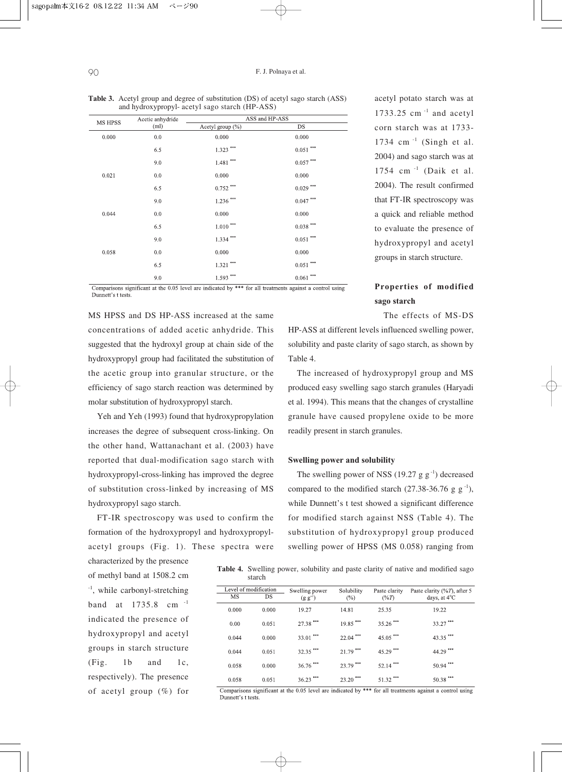**Table 3.** Acetyl group and degree of substitution (DS) of acetyl sago starch (ASS) and hydroxypropyl- acetyl sago starch (HP-ASS)

| MS HPSS | Acetic anhydride (ml) | ASS and HP-ASS | |
|---|---|---|---|
| | | Acetyl group (%) | DS |
| 0.000 | 0.0 | 0.000 | 0.000 |
| | 6.5 | 1.323 *** | 0.051 *** |
| | 9.0 | 1.481 *** | 0.057 *** |
| 0.021 | 0.0 | 0.000 | 0.000 |
| | 6.5 | 0.752 *** | 0.029 *** |
| | 9.0 | 1.236 *** | 0.047 *** |
| 0.044 | 0.0 | 0.000 | 0.000 |
| | 6.5 | 1.010 *** | 0.038 *** |
| | 9.0 | 1.334 *** | 0.051 *** |
| 0.058 | 0.0 | 0.000 | 0.000 |
| | 6.5 | 1.321 *** | 0.051 *** |
| | 9.0 | 1.593 *** | 0.061 *** |

Comparisons significant at the 0.05 level are indicated by *** for all treatments against a control using Dunnett's t tests.

MS HPSS and DS HP-ASS increased at the same concentrations of added acetic anhydride. This suggested that the hydroxyl group at chain side of the hydroxypropyl group had facilitated the substitution of the acetic group into granular structure, or the efficiency of sago starch reaction was determined by molar substitution of hydroxypropyl starch.

Yeh and Yeh (1993) found that hydroxypropylation increases the degree of subsequent cross-linking. On the other hand, Wattanachant et al. (2003) have reported that dual-modification sago starch with hydroxypropyl-cross-linking has improved the degree of substitution cross-linked by increasing of MS hydroxypropyl sago starch.

FT-IR spectroscopy was used to confirm the formation of the hydroxypropyl and hydroxypropyl-acetyl groups (Fig. 1). These spectra were characterized by the presence of methyl band at 1508.2 cm$^{-1}$, while carbonyl-stretching band at 1735.8 cm$^{-1}$ indicated the presence of hydroxypropyl and acetyl groups in starch structure (Fig. 1b and 1c, respectively). The presence of acetyl group (%) for acetyl potato starch was at 1733.25 cm$^{-1}$ and acetyl corn starch was at 1733-1734 cm$^{-1}$ (Singh et al. 2004) and sago starch was at 1754 cm$^{-1}$ (Daik et al. 2004). The result confirmed that FT-IR spectroscopy was a quick and reliable method to evaluate the presence of hydroxypropyl and acetyl groups in starch structure.

## Properties of modified sago starch

The effects of MS-DS HP-ASS at different levels influenced swelling power, solubility and paste clarity of sago starch, as shown by Table 4.

The increased of hydroxypropyl group and MS produced easy swelling sago starch granules (Haryadi et al. 1994). This means that the changes of crystalline granule have caused propylene oxide to be more readily present in starch granules.

### Swelling power and solubility

The swelling power of NSS (19.27 g g$^{-1}$) decreased compared to the modified starch (27.38-36.76 g g$^{-1}$), while Dunnett's t test showed a significant difference for modified starch against NSS (Table 4). The substitution of hydroxypropyl group produced swelling power of HPSS (MS 0.058) ranging from

**Table 4.** Swelling power, solubility and paste clarity of native and modified sago starch

| Level of modification | | Swelling power (g g$^{-1}$) | Solubility (%) | Paste clarity (%T) | Paste clarity (%T), after 5 days, at 4°C |
|---|---|---|---|---|---|
| MS | DS | | | | |
| 0.000 | 0.000 | 19.27 | 14.81 | 25.35 | 19.22 |
| 0.00 | 0.051 | 27.38 *** | 19.85 *** | 35.26 *** | 33.27 *** |
| 0.044 | 0.000 | 33.01 *** | 22.04 *** | 45.05 *** | 43.35 *** |
| 0.044 | 0.051 | 32.35 *** | 21.79 *** | 45.29 *** | 44.29 *** |
| 0.058 | 0.000 | 36.76 *** | 23.79 *** | 52.14 *** | 50.94 *** |
| 0.058 | 0.051 | 36.23 *** | 23.20 *** | 51.32 *** | 50.38 *** |

Comparisons significant at the 0.05 level are indicated by *** for all treatments against a control using Dunnett's t tests.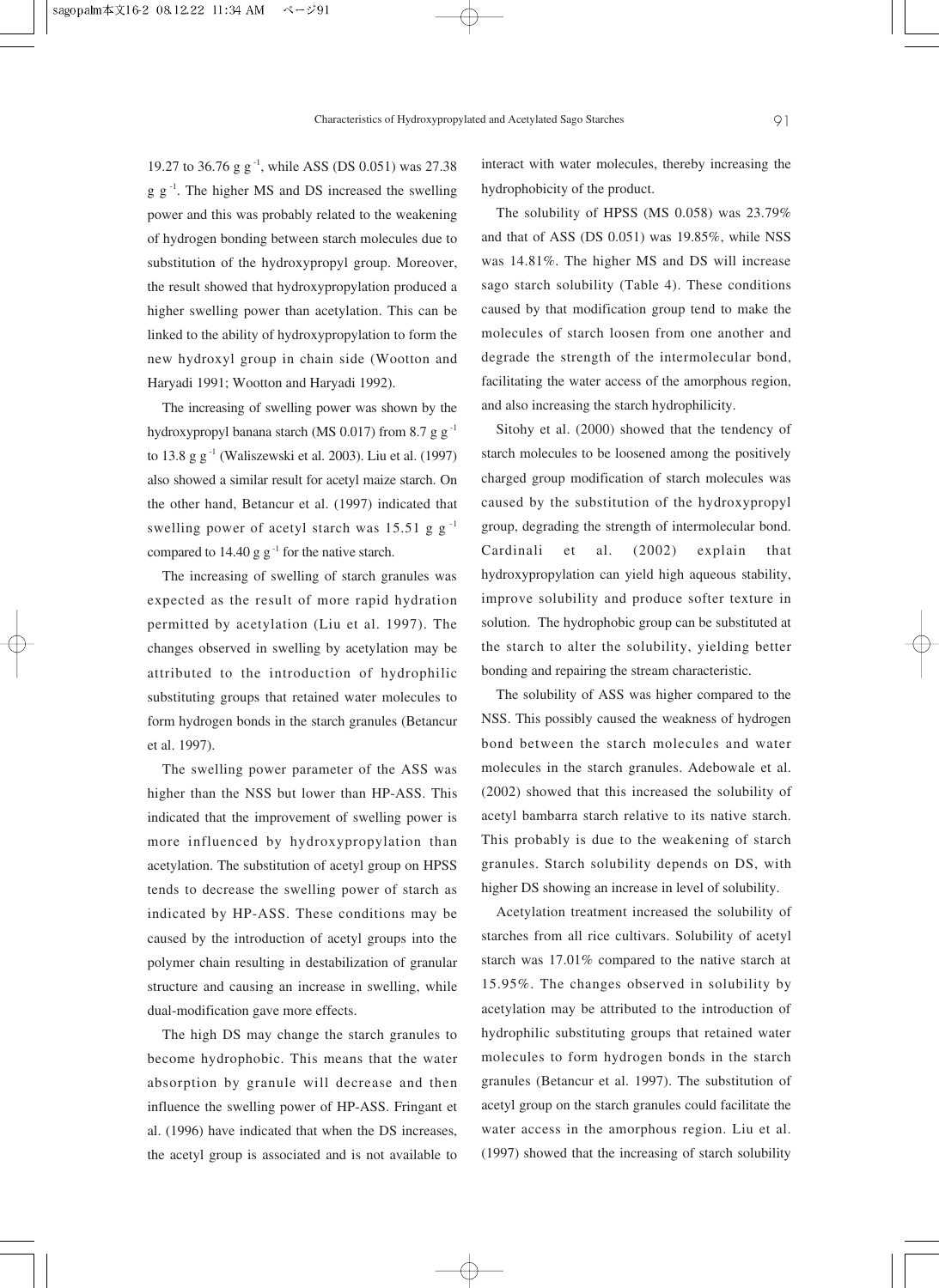19.27 to 36.76 g $g^{-1}$, while ASS (DS 0.051) was 27.38 g $g^{-1}$. The higher MS and DS increased the swelling power and this was probably related to the weakening of hydrogen bonding between starch molecules due to substitution of the hydroxypropyl group. Moreover, the result showed that hydroxypropylation produced a higher swelling power than acetylation. This can be linked to the ability of hydroxypropylation to form the new hydroxyl group in chain side (Wootton and Haryadi 1991; Wootton and Haryadi 1992).

The increasing of swelling power was shown by the hydroxypropyl banana starch (MS 0.017) from 8.7 g $g^{-1}$ to 13.8 g $g^{-1}$ (Waliszewski et al. 2003). Liu et al. (1997) also showed a similar result for acetyl maize starch. On the other hand, Betancur et al. (1997) indicated that swelling power of acetyl starch was 15.51 g $g^{-1}$ compared to 14.40 g $g^{-1}$ for the native starch.

The increasing of swelling of starch granules was expected as the result of more rapid hydration permitted by acetylation (Liu et al. 1997). The changes observed in swelling by acetylation may be attributed to the introduction of hydrophilic substituting groups that retained water molecules to form hydrogen bonds in the starch granules (Betancur et al. 1997).

The swelling power parameter of the ASS was higher than the NSS but lower than HP-ASS. This indicated that the improvement of swelling power is more influenced by hydroxypropylation than acetylation. The substitution of acetyl group on HPSS tends to decrease the swelling power of starch as indicated by HP-ASS. These conditions may be caused by the introduction of acetyl groups into the polymer chain resulting in destabilization of granular structure and causing an increase in swelling, while dual-modification gave more effects.

The high DS may change the starch granules to become hydrophobic. This means that the water absorption by granule will decrease and then influence the swelling power of HP-ASS. Fringant et al. (1996) have indicated that when the DS increases, the acetyl group is associated and is not available to interact with water molecules, thereby increasing the hydrophobicity of the product.

The solubility of HPSS (MS 0.058) was 23.79% and that of ASS (DS 0.051) was 19.85%, while NSS was 14.81%. The higher MS and DS will increase sago starch solubility (Table 4). These conditions caused by that modification group tend to make the molecules of starch loosen from one another and degrade the strength of the intermolecular bond, facilitating the water access of the amorphous region, and also increasing the starch hydrophilicity.

Sitohy et al. (2000) showed that the tendency of starch molecules to be loosened among the positively charged group modification of starch molecules was caused by the substitution of the hydroxypropyl group, degrading the strength of intermolecular bond. Cardinali et al. (2002) explain that hydroxypropylation can yield high aqueous stability, improve solubility and produce softer texture in solution. The hydrophobic group can be substituted at the starch to alter the solubility, yielding better bonding and repairing the stream characteristic.

The solubility of ASS was higher compared to the NSS. This possibly caused the weakness of hydrogen bond between the starch molecules and water molecules in the starch granules. Adebowale et al. (2002) showed that this increased the solubility of acetyl bambarra starch relative to its native starch. This probably is due to the weakening of starch granules. Starch solubility depends on DS, with higher DS showing an increase in level of solubility.

Acetylation treatment increased the solubility of starches from all rice cultivars. Solubility of acetyl starch was 17.01% compared to the native starch at 15.95%. The changes observed in solubility by acetylation may be attributed to the introduction of hydrophilic substituting groups that retained water molecules to form hydrogen bonds in the starch granules (Betancur et al. 1997). The substitution of acetyl group on the starch granules could facilitate the water access in the amorphous region. Liu et al. (1997) showed that the increasing of starch solubility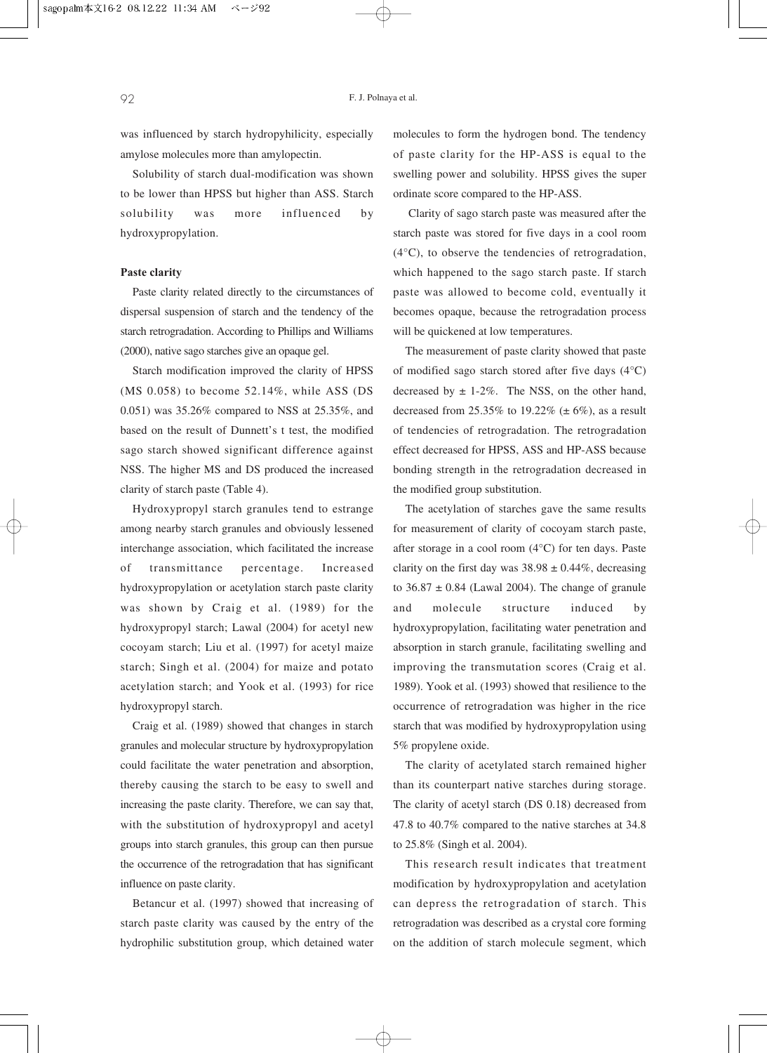was influenced by starch hydropyhilicity, especially amylose molecules more than amylopectin.

Solubility of starch dual-modification was shown to be lower than HPSS but higher than ASS. Starch solubility was more influenced by hydroxypropylation.

**Paste clarity**

Paste clarity related directly to the circumstances of dispersal suspension of starch and the tendency of the starch retrogradation. According to Phillips and Williams (2000), native sago starches give an opaque gel.

Starch modification improved the clarity of HPSS (MS 0.058) to become 52.14%, while ASS (DS 0.051) was 35.26% compared to NSS at 25.35%, and based on the result of Dunnett's t test, the modified sago starch showed significant difference against NSS. The higher MS and DS produced the increased clarity of starch paste (Table 4).

Hydroxypropyl starch granules tend to estrange among nearby starch granules and obviously lessened interchange association, which facilitated the increase of transmittance percentage. Increased hydroxypropylation or acetylation starch paste clarity was shown by Craig et al. (1989) for the hydroxypropyl starch; Lawal (2004) for acetyl new cocoyam starch; Liu et al. (1997) for acetyl maize starch; Singh et al. (2004) for maize and potato acetylation starch; and Yook et al. (1993) for rice hydroxypropyl starch.

Craig et al. (1989) showed that changes in starch granules and molecular structure by hydroxypropylation could facilitate the water penetration and absorption, thereby causing the starch to be easy to swell and increasing the paste clarity. Therefore, we can say that, with the substitution of hydroxypropyl and acetyl groups into starch granules, this group can then pursue the occurrence of the retrogradation that has significant influence on paste clarity.

Betancur et al. (1997) showed that increasing of starch paste clarity was caused by the entry of the hydrophilic substitution group, which detained water molecules to form the hydrogen bond. The tendency of paste clarity for the HP-ASS is equal to the swelling power and solubility. HPSS gives the super ordinate score compared to the HP-ASS.

Clarity of sago starch paste was measured after the starch paste was stored for five days in a cool room (4°C), to observe the tendencies of retrogradation, which happened to the sago starch paste. If starch paste was allowed to become cold, eventually it becomes opaque, because the retrogradation process will be quickened at low temperatures.

The measurement of paste clarity showed that paste of modified sago starch stored after five days (4°C) decreased by ± 1-2%. The NSS, on the other hand, decreased from 25.35% to 19.22% (± 6%), as a result of tendencies of retrogradation. The retrogradation effect decreased for HPSS, ASS and HP-ASS because bonding strength in the retrogradation decreased in the modified group substitution.

The acetylation of starches gave the same results for measurement of clarity of cocoyam starch paste, after storage in a cool room (4°C) for ten days. Paste clarity on the first day was 38.98 ± 0.44%, decreasing to 36.87 ± 0.84 (Lawal 2004). The change of granule and molecule structure induced by hydroxypropylation, facilitating water penetration and absorption in starch granule, facilitating swelling and improving the transmutation scores (Craig et al. 1989). Yook et al. (1993) showed that resilience to the occurrence of retrogradation was higher in the rice starch that was modified by hydroxypropylation using 5% propylene oxide.

The clarity of acetylated starch remained higher than its counterpart native starches during storage. The clarity of acetyl starch (DS 0.18) decreased from 47.8 to 40.7% compared to the native starches at 34.8 to 25.8% (Singh et al. 2004).

This research result indicates that treatment modification by hydroxypropylation and acetylation can depress the retrogradation of starch. This retrogradation was described as a crystal core forming on the addition of starch molecule segment, which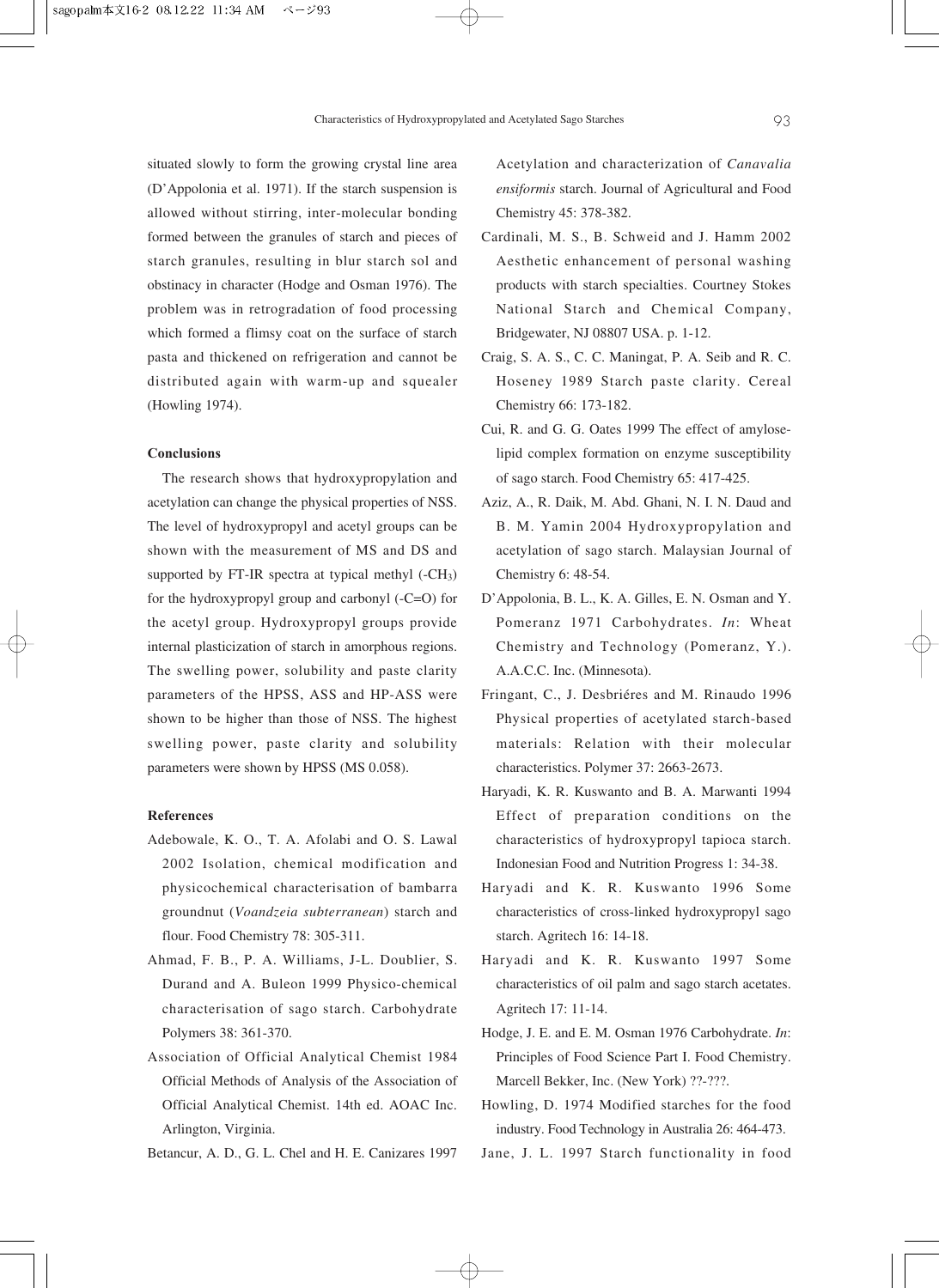situated slowly to form the growing crystal line area (D'Appolonia et al. 1971). If the starch suspension is allowed without stirring, inter-molecular bonding formed between the granules of starch and pieces of starch granules, resulting in blur starch sol and obstinacy in character (Hodge and Osman 1976). The problem was in retrogradation of food processing which formed a flimsy coat on the surface of starch pasta and thickened on refrigeration and cannot be distributed again with warm-up and squealer (Howling 1974).

### Conclusions

The research shows that hydroxypropylation and acetylation can change the physical properties of NSS. The level of hydroxypropyl and acetyl groups can be shown with the measurement of MS and DS and supported by FT-IR spectra at typical methyl (-$CH_3$) for the hydroxypropyl group and carbonyl (-C=O) for the acetyl group. Hydroxypropyl groups provide internal plasticization of starch in amorphous regions. The swelling power, solubility and paste clarity parameters of the HPSS, ASS and HP-ASS were shown to be higher than those of NSS. The highest swelling power, paste clarity and solubility parameters were shown by HPSS (MS 0.058).

### References

Adebowale, K. O., T. A. Afolabi and O. S. Lawal 2002 Isolation, chemical modification and physicochemical characterisation of bambarra groundnut (*Voandzeia subterranean*) starch and flour. Food Chemistry 78: 305-311.

Ahmad, F. B., P. A. Williams, J-L. Doublier, S. Durand and A. Buleon 1999 Physico-chemical characterisation of sago starch. Carbohydrate Polymers 38: 361-370.

Association of Official Analytical Chemist 1984 Official Methods of Analysis of the Association of Official Analytical Chemist. 14th ed. AOAC Inc. Arlington, Virginia.

Betancur, A. D., G. L. Chel and H. E. Canizares 1997 Acetylation and characterization of *Canavalia ensiformis* starch. Journal of Agricultural and Food Chemistry 45: 378-382.

Cardinali, M. S., B. Schweid and J. Hamm 2002 Aesthetic enhancement of personal washing products with starch specialties. Courtney Stokes National Starch and Chemical Company, Bridgewater, NJ 08807 USA. p. 1-12.

Craig, S. A. S., C. C. Maningat, P. A. Seib and R. C. Hoseney 1989 Starch paste clarity. Cereal Chemistry 66: 173-182.

Cui, R. and G. G. Oates 1999 The effect of amylose-lipid complex formation on enzyme susceptibility of sago starch. Food Chemistry 65: 417-425.

Aziz, A., R. Daik, M. Abd. Ghani, N. I. N. Daud and B. M. Yamin 2004 Hydroxypropylation and acetylation of sago starch. Malaysian Journal of Chemistry 6: 48-54.

D'Appolonia, B. L., K. A. Gilles, E. N. Osman and Y. Pomeranz 1971 Carbohydrates. *In*: Wheat Chemistry and Technology (Pomeranz, Y.). A.A.C.C. Inc. (Minnesota).

Fringant, C., J. Desbriéres and M. Rinaudo 1996 Physical properties of acetylated starch-based materials: Relation with their molecular characteristics. Polymer 37: 2663-2673.

Haryadi, K. R. Kuswanto and B. A. Marwanti 1994 Effect of preparation conditions on the characteristics of hydroxypropyl tapioca starch. Indonesian Food and Nutrition Progress 1: 34-38.

Haryadi and K. R. Kuswanto 1996 Some characteristics of cross-linked hydroxypropyl sago starch. Agritech 16: 14-18.

Haryadi and K. R. Kuswanto 1997 Some characteristics of oil palm and sago starch acetates. Agritech 17: 11-14.

Hodge, J. E. and E. M. Osman 1976 Carbohydrate. *In*: Principles of Food Science Part I. Food Chemistry. Marcell Bekker, Inc. (New York) ??-???.

Howling, D. 1974 Modified starches for the food industry. Food Technology in Australia 26: 464-473.

Jane, J. L. 1997 Starch functionality in food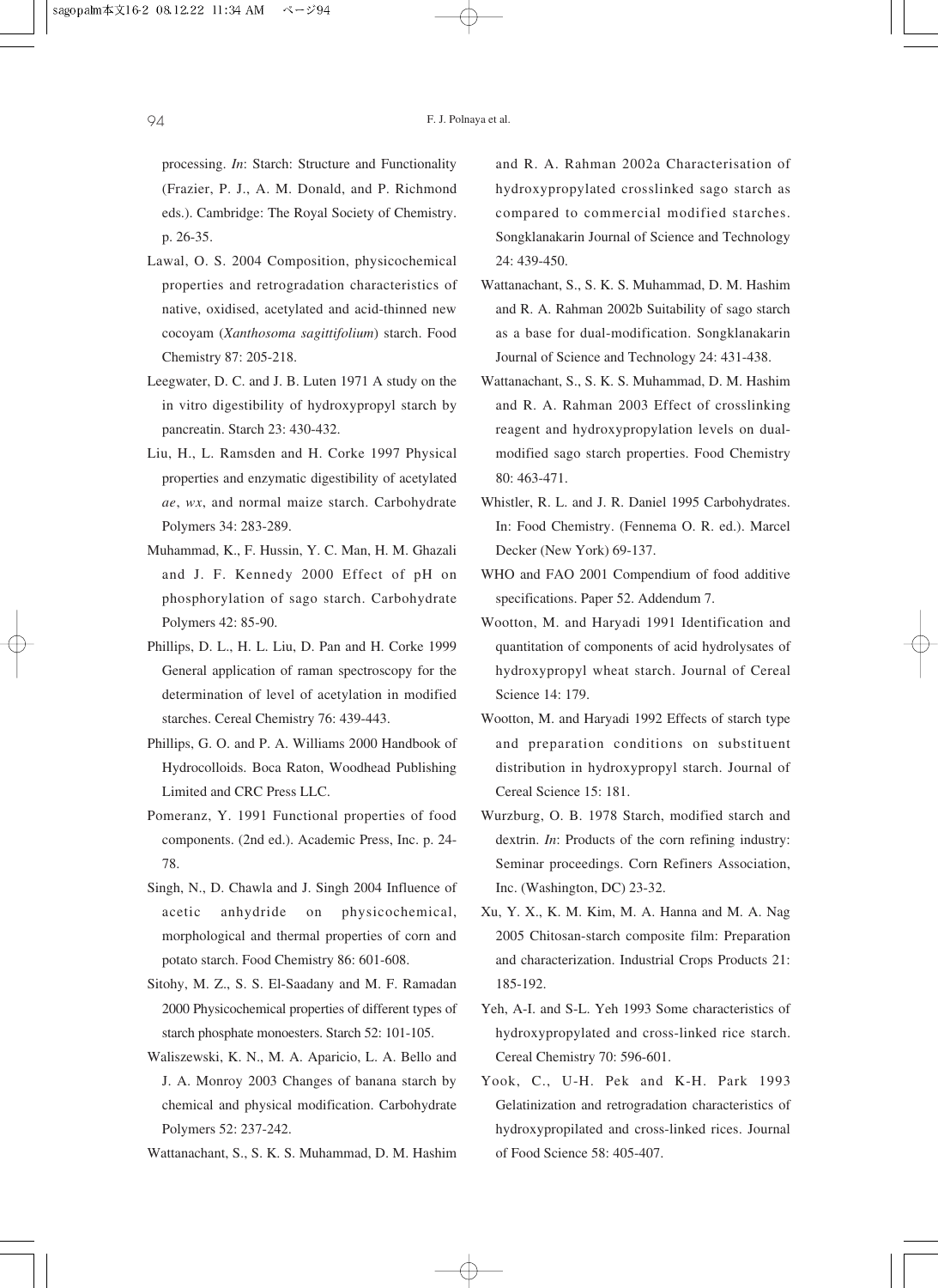processing. *In*: Starch: Structure and Functionality (Frazier, P. J., A. M. Donald, and P. Richmond eds.). Cambridge: The Royal Society of Chemistry. p. 26-35.

Lawal, O. S. 2004 Composition, physicochemical properties and retrogradation characteristics of native, oxidised, acetylated and acid-thinned new cocoyam (*Xanthosoma sagittifolium*) starch. Food Chemistry 87: 205-218.

Leegwater, D. C. and J. B. Luten 1971 A study on the in vitro digestibility of hydroxypropyl starch by pancreatin. Starch 23: 430-432.

Liu, H., L. Ramsden and H. Corke 1997 Physical properties and enzymatic digestibility of acetylated *ae*, *wx*, and normal maize starch. Carbohydrate Polymers 34: 283-289.

Muhammad, K., F. Hussin, Y. C. Man, H. M. Ghazali and J. F. Kennedy 2000 Effect of pH on phosphorylation of sago starch. Carbohydrate Polymers 42: 85-90.

Phillips, D. L., H. L. Liu, D. Pan and H. Corke 1999 General application of raman spectroscopy for the determination of level of acetylation in modified starches. Cereal Chemistry 76: 439-443.

Phillips, G. O. and P. A. Williams 2000 Handbook of Hydrocolloids. Boca Raton, Woodhead Publishing Limited and CRC Press LLC.

Pomeranz, Y. 1991 Functional properties of food components. (2nd ed.). Academic Press, Inc. p. 24-78.

Singh, N., D. Chawla and J. Singh 2004 Influence of acetic anhydride on physicochemical, morphological and thermal properties of corn and potato starch. Food Chemistry 86: 601-608.

Sitohy, M. Z., S. S. El-Saadany and M. F. Ramadan 2000 Physicochemical properties of different types of starch phosphate monoesters. Starch 52: 101-105.

Waliszewski, K. N., M. A. Aparicio, L. A. Bello and J. A. Monroy 2003 Changes of banana starch by chemical and physical modification. Carbohydrate Polymers 52: 237-242.

Wattanachant, S., S. K. S. Muhammad, D. M. Hashim and R. A. Rahman 2002a Characterisation of hydroxypropylated crosslinked sago starch as compared to commercial modified starches. Songklanakarin Journal of Science and Technology 24: 439-450.

Wattanachant, S., S. K. S. Muhammad, D. M. Hashim and R. A. Rahman 2002b Suitability of sago starch as a base for dual-modification. Songklanakarin Journal of Science and Technology 24: 431-438.

Wattanachant, S., S. K. S. Muhammad, D. M. Hashim and R. A. Rahman 2003 Effect of crosslinking reagent and hydroxypropylation levels on dual-modified sago starch properties. Food Chemistry 80: 463-471.

Whistler, R. L. and J. R. Daniel 1995 Carbohydrates. In: Food Chemistry. (Fennema O. R. ed.). Marcel Decker (New York) 69-137.

WHO and FAO 2001 Compendium of food additive specifications. Paper 52. Addendum 7.

Wootton, M. and Haryadi 1991 Identification and quantitation of components of acid hydrolysates of hydroxypropyl wheat starch. Journal of Cereal Science 14: 179.

Wootton, M. and Haryadi 1992 Effects of starch type and preparation conditions on substituent distribution in hydroxypropyl starch. Journal of Cereal Science 15: 181.

Wurzburg, O. B. 1978 Starch, modified starch and dextrin. *In*: Products of the corn refining industry: Seminar proceedings. Corn Refiners Association, Inc. (Washington, DC) 23-32.

Xu, Y. X., K. M. Kim, M. A. Hanna and M. A. Nag 2005 Chitosan-starch composite film: Preparation and characterization. Industrial Crops Products 21: 185-192.

Yeh, A-I. and S-L. Yeh 1993 Some characteristics of hydroxypropylated and cross-linked rice starch. Cereal Chemistry 70: 596-601.

Yook, C., U-H. Pek and K-H. Park 1993 Gelatinization and retrogradation characteristics of hydroxypropilated and cross-linked rices. Journal of Food Science 58: 405-407.